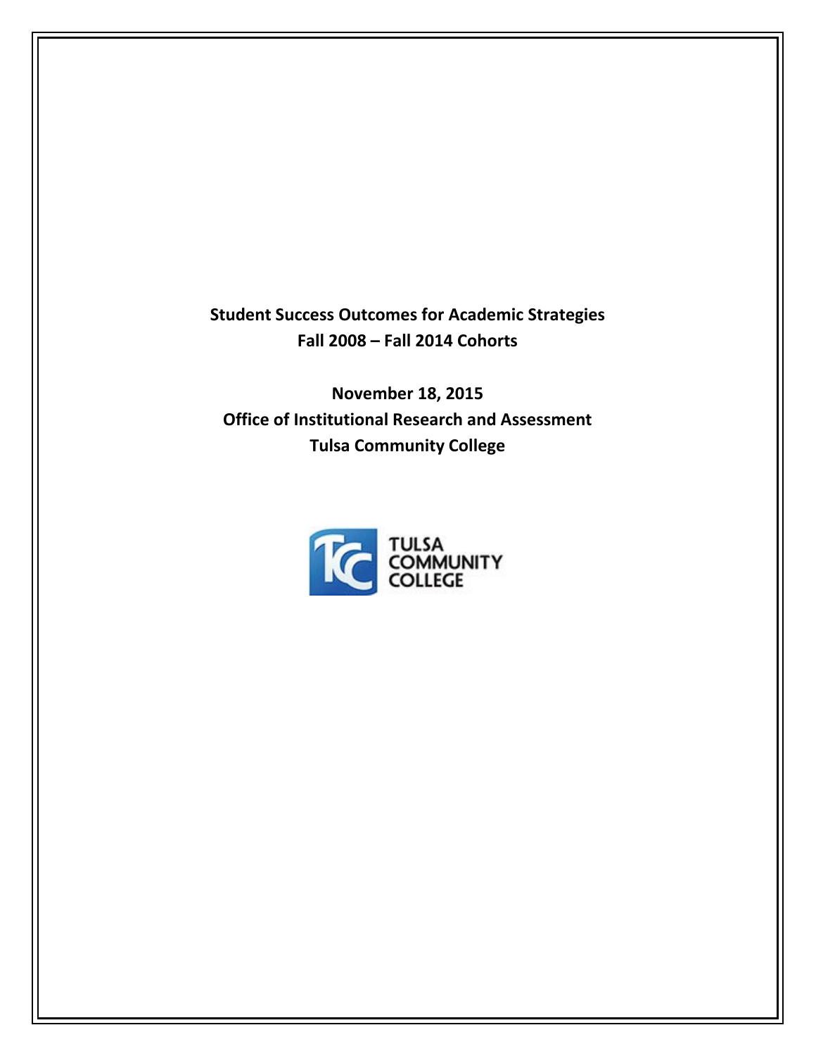**Student Success Outcomes for Academic Strategies**
**Fall 2008 – Fall 2014 Cohorts**

**November 18, 2015**
**Office of Institutional Research and Assessment**
**Tulsa Community College**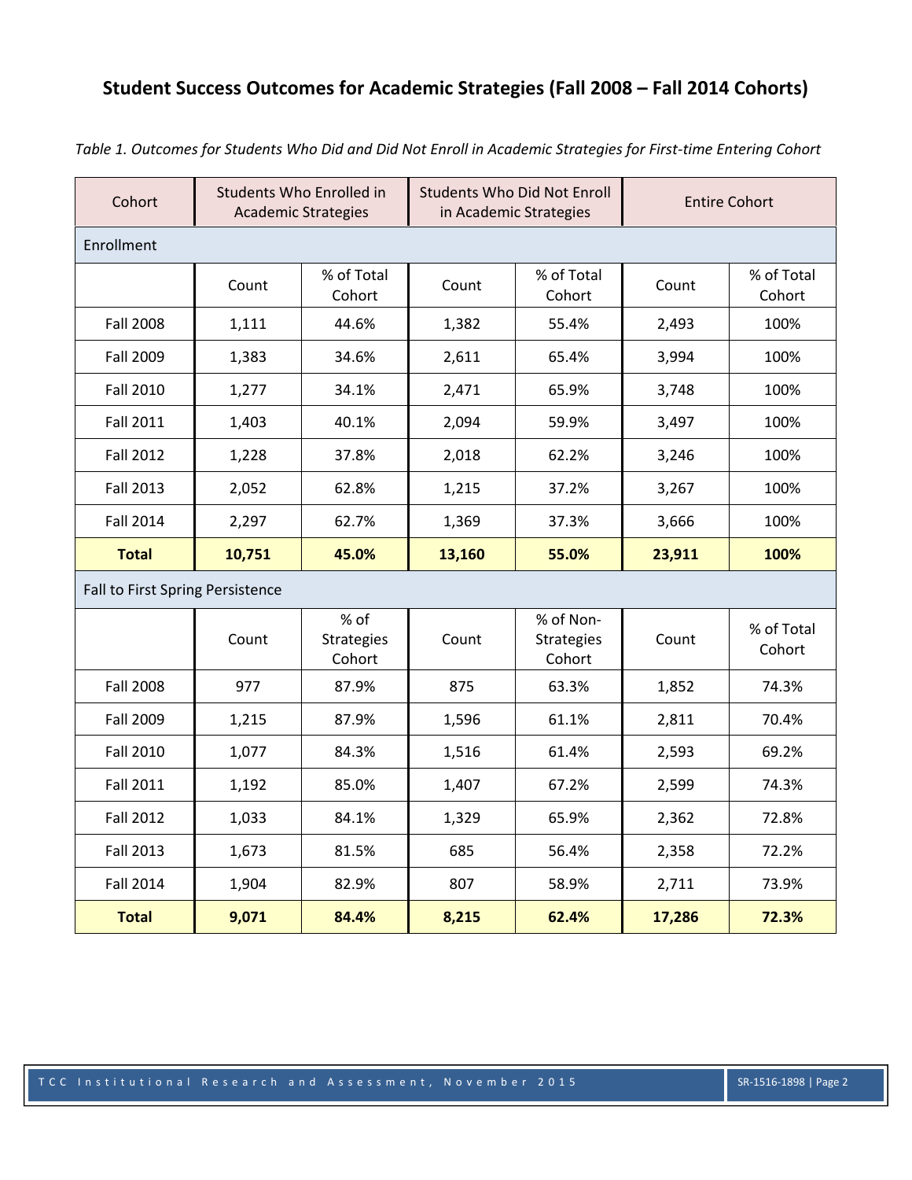## Student Success Outcomes for Academic Strategies (Fall 2008 – Fall 2014 Cohorts)

*Table 1. Outcomes for Students Who Did and Did Not Enroll in Academic Strategies for First-time Entering Cohort*

| Cohort | Students Who Enrolled in Academic Strategies | | Students Who Did Not Enroll in Academic Strategies | | Entire Cohort | |
|---|---|---|---|---|---|---|
| Enrollment | | | | | | |
| | Count | % of Total Cohort | Count | % of Total Cohort | Count | % of Total Cohort |
| Fall 2008 | 1,111 | 44.6% | 1,382 | 55.4% | 2,493 | 100% |
| Fall 2009 | 1,383 | 34.6% | 2,611 | 65.4% | 3,994 | 100% |
| Fall 2010 | 1,277 | 34.1% | 2,471 | 65.9% | 3,748 | 100% |
| Fall 2011 | 1,403 | 40.1% | 2,094 | 59.9% | 3,497 | 100% |
| Fall 2012 | 1,228 | 37.8% | 2,018 | 62.2% | 3,246 | 100% |
| Fall 2013 | 2,052 | 62.8% | 1,215 | 37.2% | 3,267 | 100% |
| Fall 2014 | 2,297 | 62.7% | 1,369 | 37.3% | 3,666 | 100% |
| **Total** | **10,751** | **45.0%** | **13,160** | **55.0%** | **23,911** | **100%** |
| Fall to First Spring Persistence | | | | | | |
| | Count | % of Strategies Cohort | Count | % of Non-Strategies Cohort | Count | % of Total Cohort |
| Fall 2008 | 977 | 87.9% | 875 | 63.3% | 1,852 | 74.3% |
| Fall 2009 | 1,215 | 87.9% | 1,596 | 61.1% | 2,811 | 70.4% |
| Fall 2010 | 1,077 | 84.3% | 1,516 | 61.4% | 2,593 | 69.2% |
| Fall 2011 | 1,192 | 85.0% | 1,407 | 67.2% | 2,599 | 74.3% |
| Fall 2012 | 1,033 | 84.1% | 1,329 | 65.9% | 2,362 | 72.8% |
| Fall 2013 | 1,673 | 81.5% | 685 | 56.4% | 2,358 | 72.2% |
| Fall 2014 | 1,904 | 82.9% | 807 | 58.9% | 2,711 | 73.9% |
| **Total** | **9,071** | **84.4%** | **8,215** | **62.4%** | **17,286** | **72.3%** |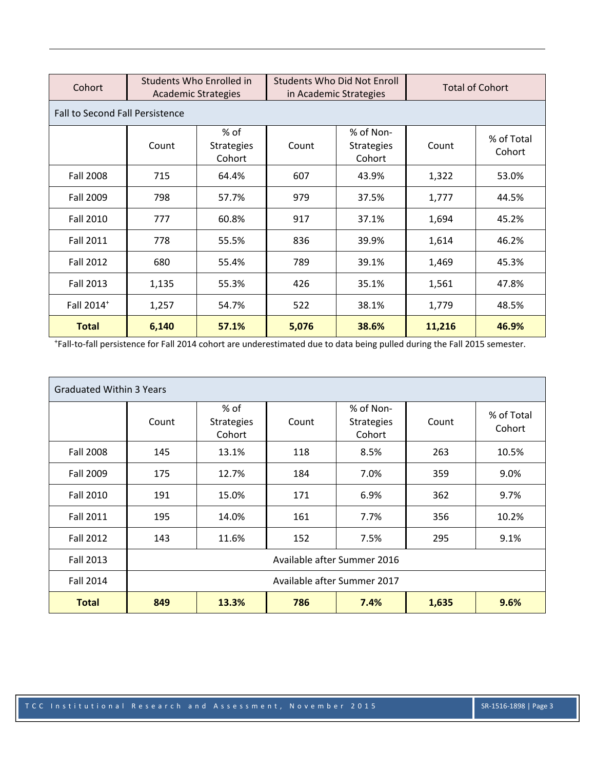| Cohort | Students Who Enrolled in Academic Strategies | | Students Who Did Not Enroll in Academic Strategies | | Total of Cohort | |
|---|---|---|---|---|---|---|
| **Fall to Second Fall Persistence** | | | | | | |
| | Count | % of Strategies Cohort | Count | % of Non-Strategies Cohort | Count | % of Total Cohort |
| Fall 2008 | 715 | 64.4% | 607 | 43.9% | 1,322 | 53.0% |
| Fall 2009 | 798 | 57.7% | 979 | 37.5% | 1,777 | 44.5% |
| Fall 2010 | 777 | 60.8% | 917 | 37.1% | 1,694 | 45.2% |
| Fall 2011 | 778 | 55.5% | 836 | 39.9% | 1,614 | 46.2% |
| Fall 2012 | 680 | 55.4% | 789 | 39.1% | 1,469 | 45.3% |
| Fall 2013 | 1,135 | 55.3% | 426 | 35.1% | 1,561 | 47.8% |
| Fall 2014+ | 1,257 | 54.7% | 522 | 38.1% | 1,779 | 48.5% |
| **Total** | **6,140** | **57.1%** | **5,076** | **38.6%** | **11,216** | **46.9%** |

+Fall-to-fall persistence for Fall 2014 cohort are underestimated due to data being pulled during the Fall 2015 semester.

| Graduated Within 3 Years | | | | | | |
|---|---|---|---|---|---|---|
| | Count | % of Strategies Cohort | Count | % of Non-Strategies Cohort | Count | % of Total Cohort |
| Fall 2008 | 145 | 13.1% | 118 | 8.5% | 263 | 10.5% |
| Fall 2009 | 175 | 12.7% | 184 | 7.0% | 359 | 9.0% |
| Fall 2010 | 191 | 15.0% | 171 | 6.9% | 362 | 9.7% |
| Fall 2011 | 195 | 14.0% | 161 | 7.7% | 356 | 10.2% |
| Fall 2012 | 143 | 11.6% | 152 | 7.5% | 295 | 9.1% |
| Fall 2013 | Available after Summer 2016 | | | | | |
| Fall 2014 | Available after Summer 2017 | | | | | |
| **Total** | **849** | **13.3%** | **786** | **7.4%** | **1,635** | **9.6%** |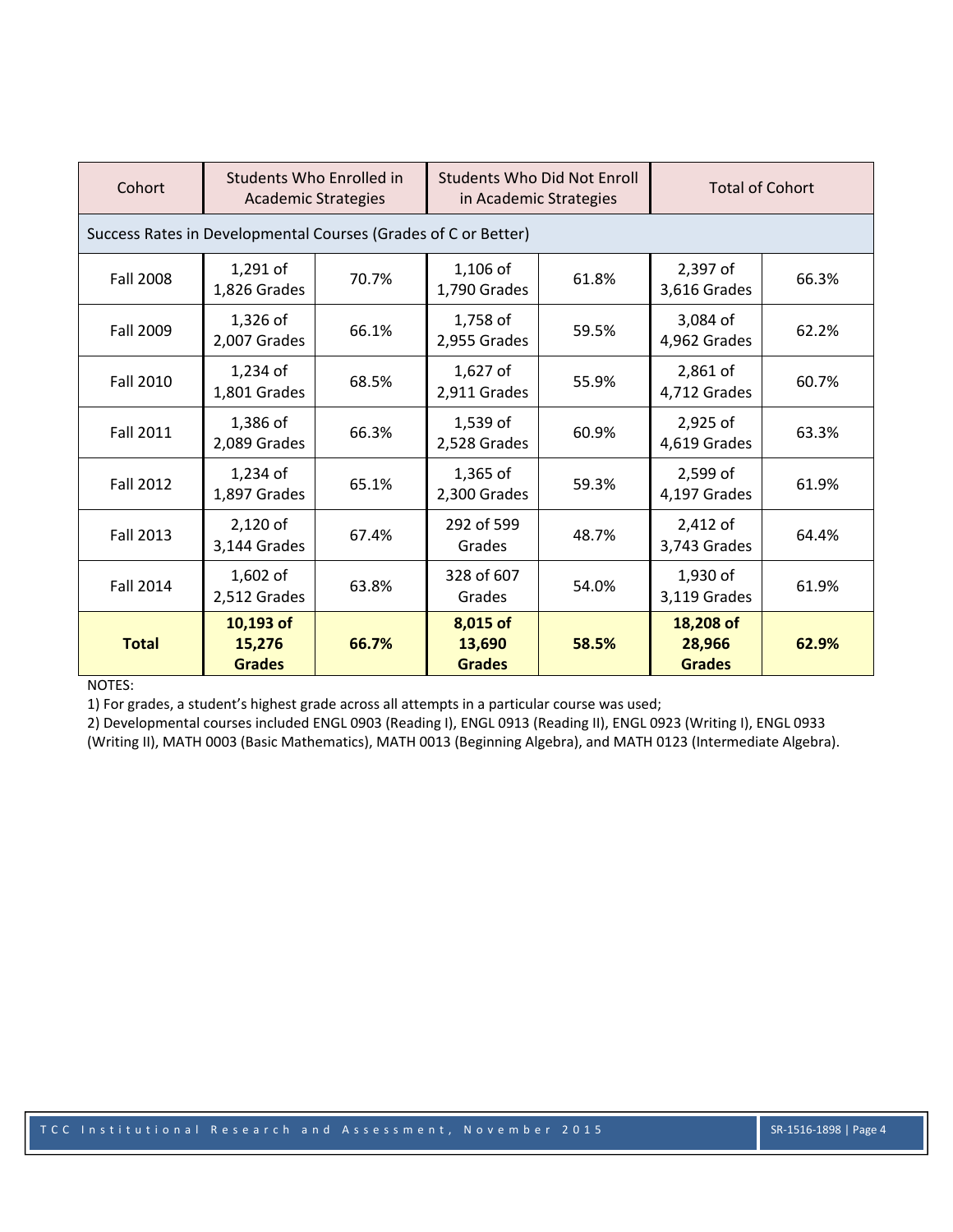| Cohort | Students Who Enrolled in Academic Strategies | | Students Who Did Not Enroll in Academic Strategies | | Total of Cohort | |
|---|---|---|---|---|---|---|
| Success Rates in Developmental Courses (Grades of C or Better) | | | | | | |
| Fall 2008 | 1,291 of 1,826 Grades | 70.7% | 1,106 of 1,790 Grades | 61.8% | 2,397 of 3,616 Grades | 66.3% |
| Fall 2009 | 1,326 of 2,007 Grades | 66.1% | 1,758 of 2,955 Grades | 59.5% | 3,084 of 4,962 Grades | 62.2% |
| Fall 2010 | 1,234 of 1,801 Grades | 68.5% | 1,627 of 2,911 Grades | 55.9% | 2,861 of 4,712 Grades | 60.7% |
| Fall 2011 | 1,386 of 2,089 Grades | 66.3% | 1,539 of 2,528 Grades | 60.9% | 2,925 of 4,619 Grades | 63.3% |
| Fall 2012 | 1,234 of 1,897 Grades | 65.1% | 1,365 of 2,300 Grades | 59.3% | 2,599 of 4,197 Grades | 61.9% |
| Fall 2013 | 2,120 of 3,144 Grades | 67.4% | 292 of 599 Grades | 48.7% | 2,412 of 3,743 Grades | 64.4% |
| Fall 2014 | 1,602 of 2,512 Grades | 63.8% | 328 of 607 Grades | 54.0% | 1,930 of 3,119 Grades | 61.9% |
| **Total** | **10,193 of 15,276 Grades** | **66.7%** | **8,015 of 13,690 Grades** | **58.5%** | **18,208 of 28,966 Grades** | **62.9%** |

NOTES:

1) For grades, a student's highest grade across all attempts in a particular course was used;

2) Developmental courses included ENGL 0903 (Reading I), ENGL 0913 (Reading II), ENGL 0923 (Writing I), ENGL 0933 (Writing II), MATH 0003 (Basic Mathematics), MATH 0013 (Beginning Algebra), and MATH 0123 (Intermediate Algebra).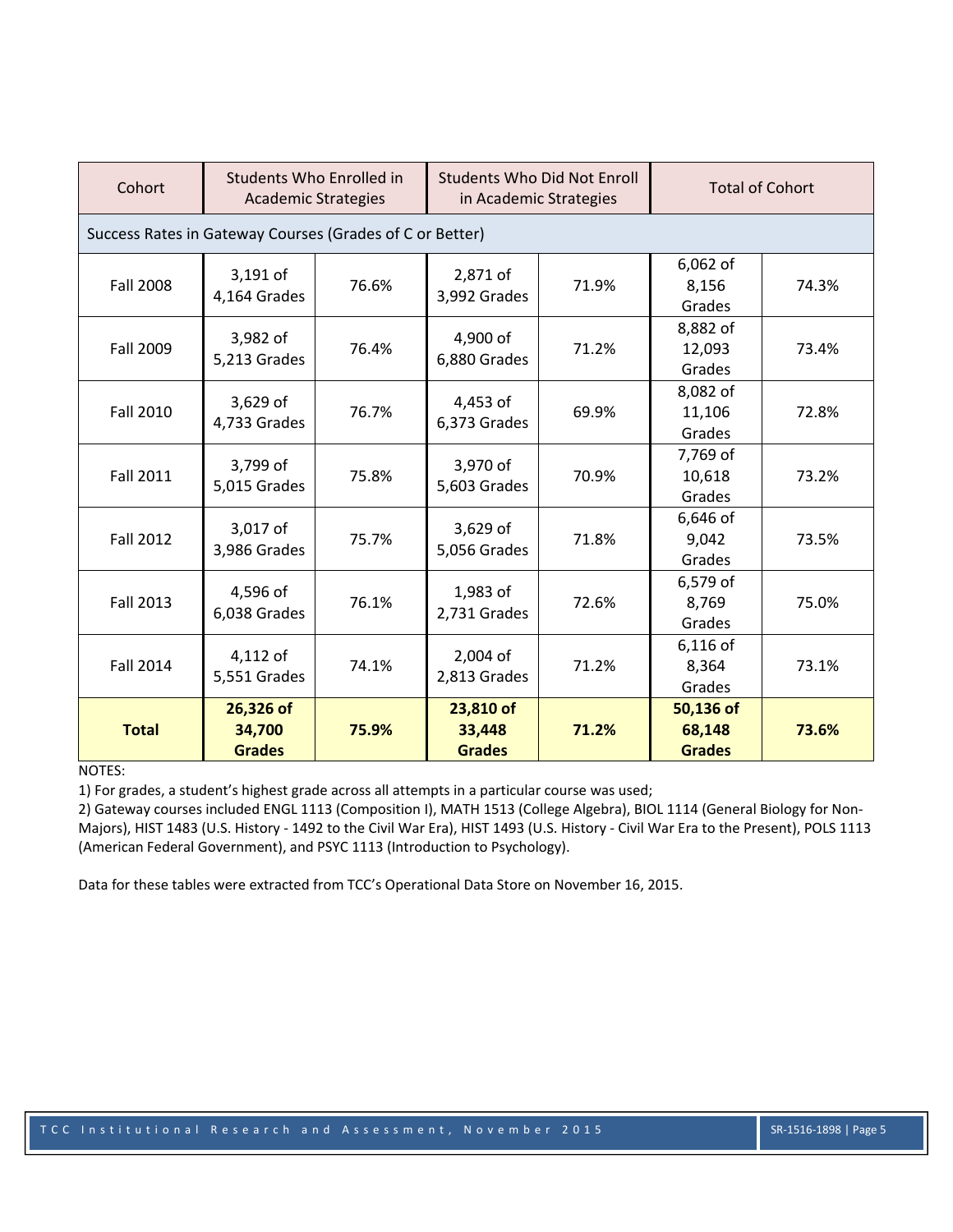| Cohort | Students Who Enrolled in Academic Strategies | | Students Who Did Not Enroll in Academic Strategies | | Total of Cohort | |
|---|---|---|---|---|---|---|
| Success Rates in Gateway Courses (Grades of C or Better) | | | | | | |
| Fall 2008 | 3,191 of 4,164 Grades | 76.6% | 2,871 of 3,992 Grades | 71.9% | 6,062 of 8,156 Grades | 74.3% |
| Fall 2009 | 3,982 of 5,213 Grades | 76.4% | 4,900 of 6,880 Grades | 71.2% | 8,882 of 12,093 Grades | 73.4% |
| Fall 2010 | 3,629 of 4,733 Grades | 76.7% | 4,453 of 6,373 Grades | 69.9% | 8,082 of 11,106 Grades | 72.8% |
| Fall 2011 | 3,799 of 5,015 Grades | 75.8% | 3,970 of 5,603 Grades | 70.9% | 7,769 of 10,618 Grades | 73.2% |
| Fall 2012 | 3,017 of 3,986 Grades | 75.7% | 3,629 of 5,056 Grades | 71.8% | 6,646 of 9,042 Grades | 73.5% |
| Fall 2013 | 4,596 of 6,038 Grades | 76.1% | 1,983 of 2,731 Grades | 72.6% | 6,579 of 8,769 Grades | 75.0% |
| Fall 2014 | 4,112 of 5,551 Grades | 74.1% | 2,004 of 2,813 Grades | 71.2% | 6,116 of 8,364 Grades | 73.1% |
| **Total** | **26,326 of 34,700 Grades** | **75.9%** | **23,810 of 33,448 Grades** | **71.2%** | **50,136 of 68,148 Grades** | **73.6%** |

NOTES:

1) For grades, a student's highest grade across all attempts in a particular course was used;

2) Gateway courses included ENGL 1113 (Composition I), MATH 1513 (College Algebra), BIOL 1114 (General Biology for Non-Majors), HIST 1483 (U.S. History - 1492 to the Civil War Era), HIST 1493 (U.S. History - Civil War Era to the Present), POLS 1113 (American Federal Government), and PSYC 1113 (Introduction to Psychology).

Data for these tables were extracted from TCC's Operational Data Store on November 16, 2015.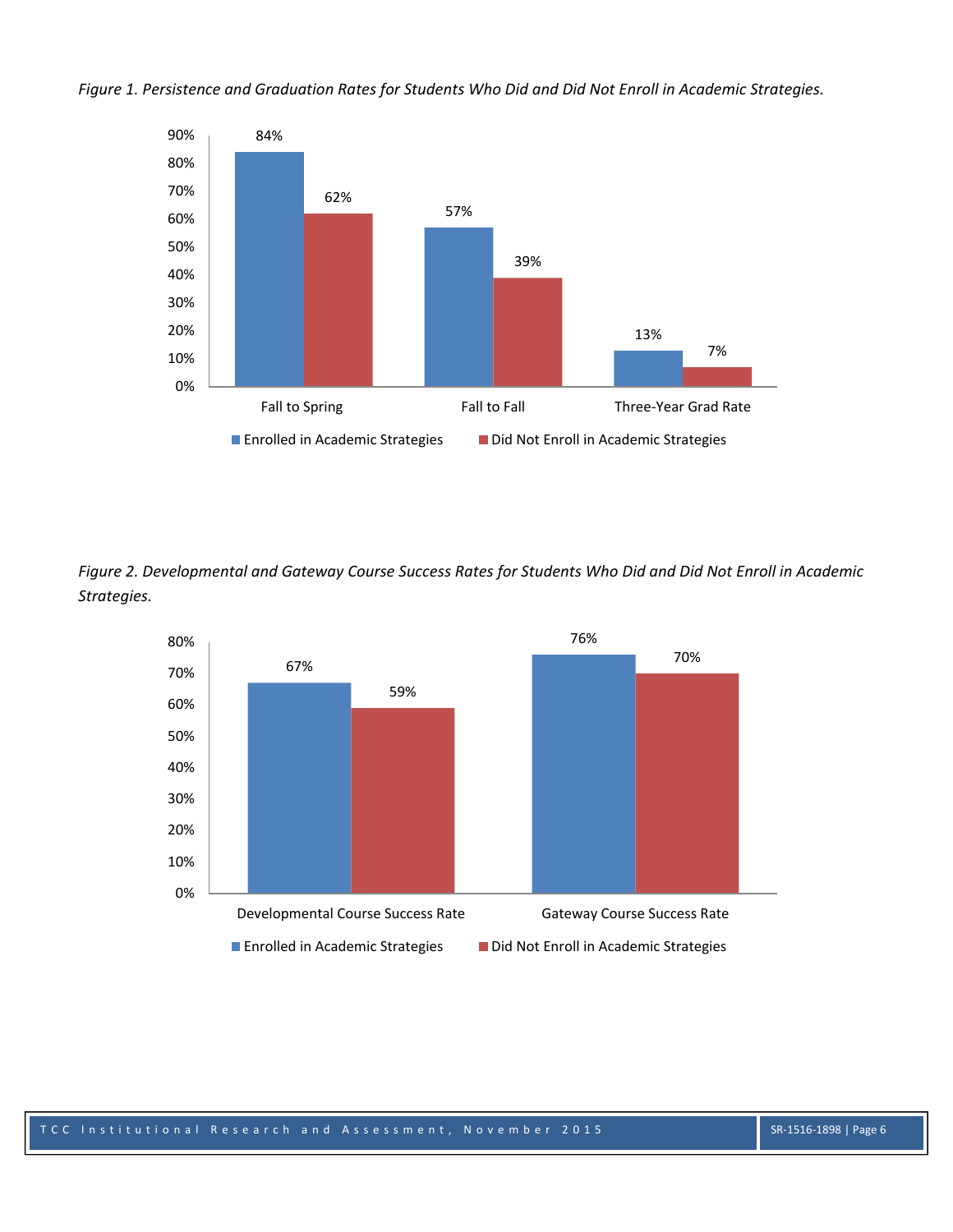*Figure 1. Persistence and Graduation Rates for Students Who Did and Did Not Enroll in Academic Strategies.*

90%
80%
70%
60%
50%
40%
30%
20%
10%
0%

84%
62%
57%
39%
13%
7%

Fall to Spring
Fall to Fall
Three-Year Grad Rate

Enrolled in Academic Strategies
Did Not Enroll in Academic Strategies

*Figure 2. Developmental and Gateway Course Success Rates for Students Who Did and Did Not Enroll in Academic Strategies.*

80%
70%
60%
50%
40%
30%
20%
10%
0%

67%
59%
76%
70%

Developmental Course Success Rate
Gateway Course Success Rate

Enrolled in Academic Strategies
Did Not Enroll in Academic Strategies